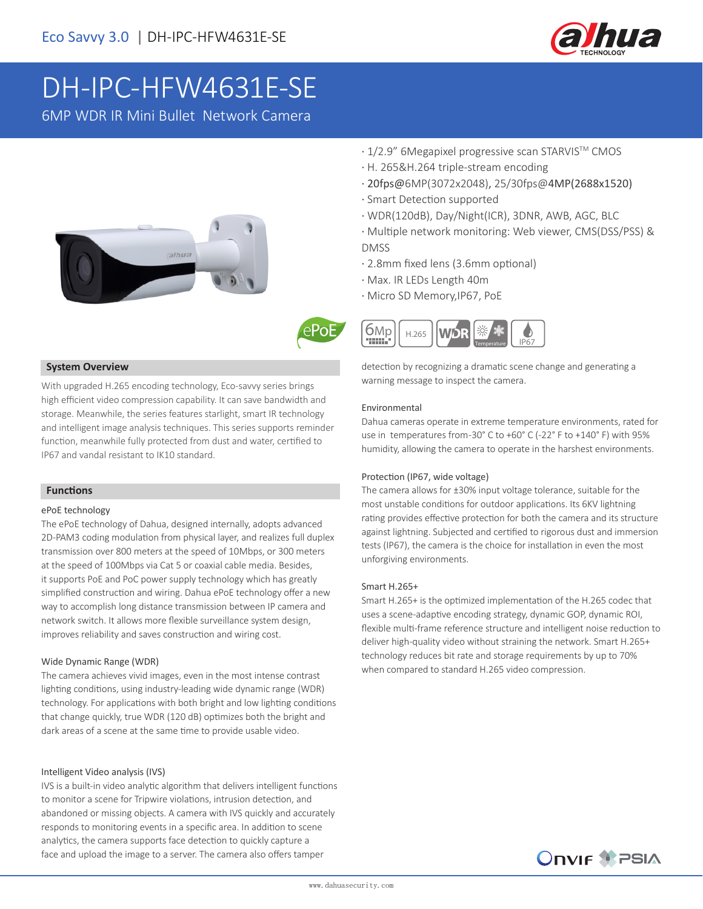Eco Savvy 3.0 | DH-IPC-HFW4631E-SE

# DH-IPC-HFW4631E-SE

6MP WDR IR Mini Bullet Network Camera

- 1/2.9" 6Megapixel progressive scan STARVIS™ CMOS
- H. 265&H.264 triple-stream encoding
- 20fps@6MP(3072x2048), 25/30fps@4MP(2688x1520)
- Smart Detection supported
- WDR(120dB), Day/Night(ICR), 3DNR, AWB, AGC, BLC
- Multiple network monitoring: Web viewer, CMS(DSS/PSS) & DMSS
- 2.8mm fixed lens (3.6mm optional)
- Max. IR LEDs Length 40m
- Micro SD Memory,IP67, PoE

## System Overview

With upgraded H.265 encoding technology, Eco-savvy series brings high efficient video compression capability. It can save bandwidth and storage. Meanwhile, the series features starlight, smart IR technology and intelligent image analysis techniques. This series supports reminder function, meanwhile fully protected from dust and water, certified to IP67 and vandal resistant to IK10 standard.

## Functions

### ePoE technology

The ePoE technology of Dahua, designed internally, adopts advanced 2D-PAM3 coding modulation from physical layer, and realizes full duplex transmission over 800 meters at the speed of 10Mbps, or 300 meters at the speed of 100Mbps via Cat 5 or coaxial cable media. Besides, it supports PoE and PoC power supply technology which has greatly simplified construction and wiring. Dahua ePoE technology offer a new way to accomplish long distance transmission between IP camera and network switch. It allows more flexible surveillance system design, improves reliability and saves construction and wiring cost.

### Wide Dynamic Range (WDR)

The camera achieves vivid images, even in the most intense contrast lighting conditions, using industry-leading wide dynamic range (WDR) technology. For applications with both bright and low lighting conditions that change quickly, true WDR (120 dB) optimizes both the bright and dark areas of a scene at the same time to provide usable video.

### Intelligent Video analysis (IVS)

IVS is a built-in video analytic algorithm that delivers intelligent functions to monitor a scene for Tripwire violations, intrusion detection, and abandoned or missing objects. A camera with IVS quickly and accurately responds to monitoring events in a specific area. In addition to scene analytics, the camera supports face detection to quickly capture a face and upload the image to a server. The camera also offers tamper detection by recognizing a dramatic scene change and generating a warning message to inspect the camera.

### Environmental

Dahua cameras operate in extreme temperature environments, rated for use in temperatures from-30° C to +60° C (-22° F to +140° F) with 95% humidity, allowing the camera to operate in the harshest environments.

### Protection (IP67, wide voltage)

The camera allows for ±30% input voltage tolerance, suitable for the most unstable conditions for outdoor applications. Its 6KV lightning rating provides effective protection for both the camera and its structure against lightning. Subjected and certified to rigorous dust and immersion tests (IP67), the camera is the choice for installation in even the most unforgiving environments.

### Smart H.265+

Smart H.265+ is the optimized implementation of the H.265 codec that uses a scene-adaptive encoding strategy, dynamic GOP, dynamic ROI, flexible multi-frame reference structure and intelligent noise reduction to deliver high-quality video without straining the network. Smart H.265+ technology reduces bit rate and storage requirements by up to 70% when compared to standard H.265 video compression.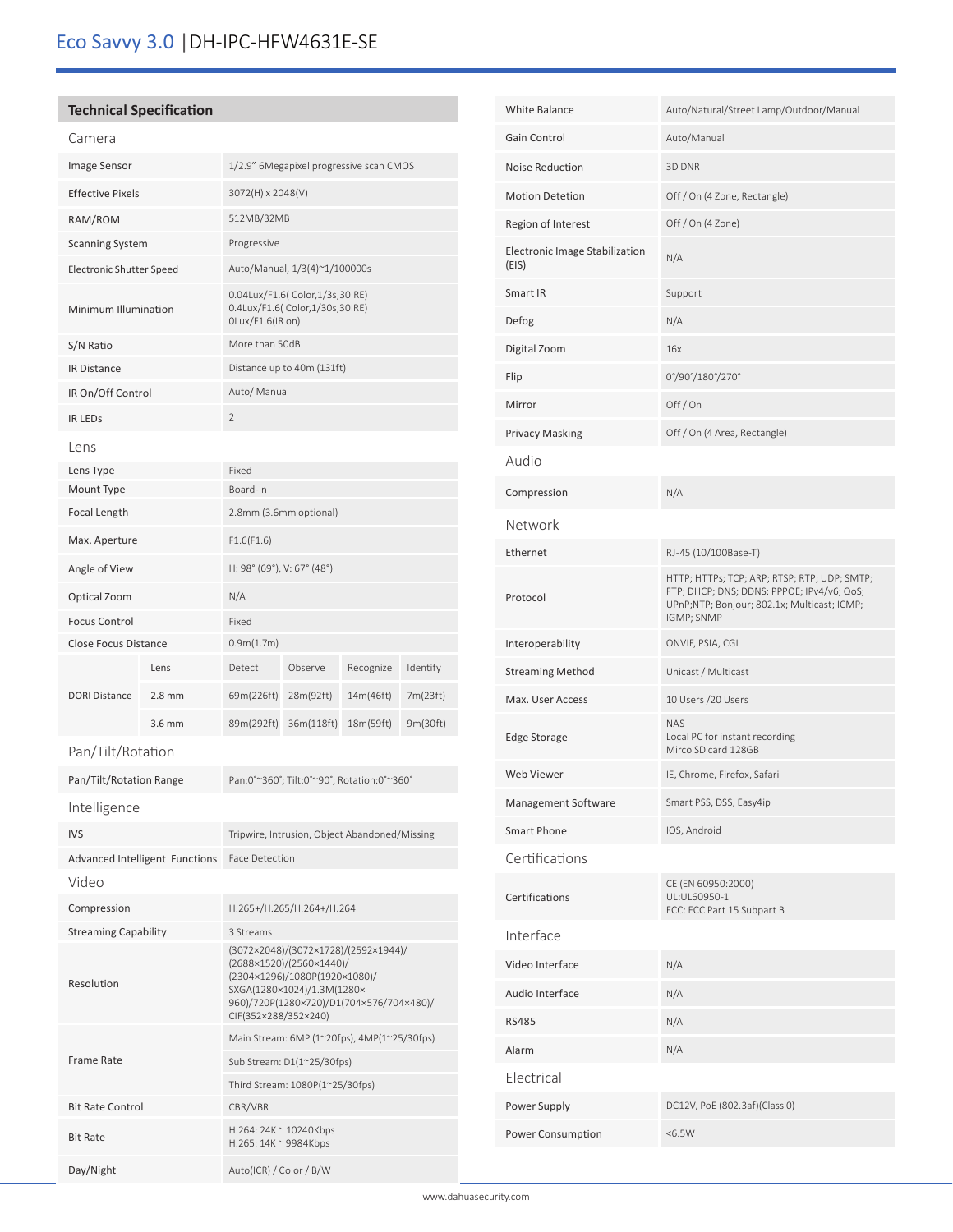# Eco Savvy 3.0 | DH-IPC-HFW4631E-SE

## Technical Specification

### Camera

| | |
|---|---|
| Image Sensor | 1/2.9" 6Megapixel progressive scan CMOS |
| Effective Pixels | 3072(H) x 2048(V) |
| RAM/ROM | 512MB/32MB |
| Scanning System | Progressive |
| Electronic Shutter Speed | Auto/Manual, 1/3(4)~1/100000s |
| Minimum Illumination | 0.04Lux/F1.6( Color,1/3s,30IRE)<br>0.4Lux/F1.6( Color,1/30s,30IRE)<br>0Lux/F1.6(IR on) |
| S/N Ratio | More than 50dB |
| IR Distance | Distance up to 40m (131ft) |
| IR On/Off Control | Auto/ Manual |
| IR LEDs | 2 |

### Lens

| | | | | | |
|---|---|---|---|---|---|
| Lens Type | | Fixed | | | |
| Mount Type | | Board-in | | | |
| Focal Length | | 2.8mm (3.6mm optional) | | | |
| Max. Aperture | | F1.6(F1.6) | | | |
| Angle of View | | H: 98° (69°), V: 67° (48°) | | | |
| Optical Zoom | | N/A | | | |
| Focus Control | | Fixed | | | |
| Close Focus Distance | | 0.9m(1.7m) | | | |
| DORI Distance | Lens | Detect | Observe | Recognize | Identify |
| | 2.8 mm | 69m(226ft) | 28m(92ft) | 14m(46ft) | 7m(23ft) |
| | 3.6 mm | 89m(292ft) | 36m(118ft) | 18m(59ft) | 9m(30ft) |

### Pan/Tilt/Rotation

| | |
|---|---|
| Pan/Tilt/Rotation Range | Pan:0°~360°; Tilt:0°~90°; Rotation:0°~360° |

### Intelligence

| | |
|---|---|
| IVS | Tripwire, Intrusion, Object Abandoned/Missing |
| Advanced Intelligent Functions | Face Detection |

### Video

| | |
|---|---|
| Compression | H.265+/H.265/H.264+/H.264 |
| Streaming Capability | 3 Streams |
| Resolution | (3072×2048)/(3072×1728)/(2592×1944)/(2688×1520)/(2560×1440)/(2304×1296)/1080P(1920×1080)/SXGA(1280×1024)/1.3M(1280×960)/720P(1280×720)/D1(704×576/704×480)/CIF(352×288/352×240) |
| Frame Rate | Main Stream: 6MP (1~20fps), 4MP(1~25/30fps)<br>Sub Stream: D1(1~25/30fps)<br>Third Stream: 1080P(1~25/30fps) |
| Bit Rate Control | CBR/VBR |
| Bit Rate | H.264: 24K ~ 10240Kbps<br>H.265: 14K ~ 9984Kbps |
| Day/Night | Auto(ICR) / Color / B/W |
| White Balance | Auto/Natural/Street Lamp/Outdoor/Manual |
| Gain Control | Auto/Manual |
| Noise Reduction | 3D DNR |
| Motion Detetion | Off / On (4 Zone, Rectangle) |
| Region of Interest | Off / On (4 Zone) |
| Electronic Image Stabilization (EIS) | N/A |
| Smart IR | Support |
| Defog | N/A |
| Digital Zoom | 16x |
| Flip | 0°/90°/180°/270° |
| Mirror | Off / On |
| Privacy Masking | Off / On (4 Area, Rectangle) |

### Audio

| | |
|---|---|
| Compression | N/A |

### Network

| | |
|---|---|
| Ethernet | RJ-45 (10/100Base-T) |
| Protocol | HTTP; HTTPs; TCP; ARP; RTSP; RTP; UDP; SMTP; FTP; DHCP; DNS; DDNS; PPPOE; IPv4/v6; QoS; UPnP;NTP; Bonjour; 802.1x; Multicast; ICMP; IGMP; SNMP |
| Interoperability | ONVIF, PSIA, CGI |
| Streaming Method | Unicast / Multicast |
| Max. User Access | 10 Users /20 Users |
| Edge Storage | NAS<br>Local PC for instant recording<br>Mirco SD card 128GB |
| Web Viewer | IE, Chrome, Firefox, Safari |
| Management Software | Smart PSS, DSS, Easy4ip |
| Smart Phone | IOS, Android |

### Certifications

| | |
|---|---|
| Certifications | CE (EN 60950:2000)<br>UL:UL60950-1<br>FCC: FCC Part 15 Subpart B |

### Interface

| | |
|---|---|
| Video Interface | N/A |
| Audio Interface | N/A |
| RS485 | N/A |
| Alarm | N/A |

### Electrical

| | |
|---|---|
| Power Supply | DC12V, PoE (802.3af)(Class 0) |
| Power Consumption | <6.5W |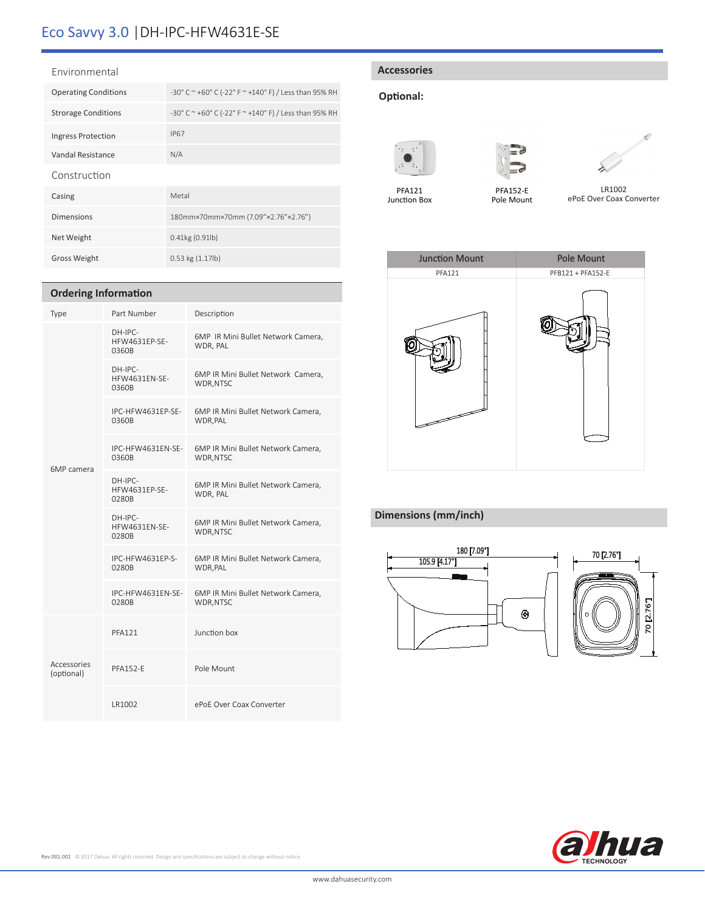## Environmental

| | |
|---|---|
| Operating Conditions | -30° C ~ +60° C (-22° F ~ +140° F) / Less than 95% RH |
| Strorage Conditions | -30° C ~ +60° C (-22° F ~ +140° F) / Less than 95% RH |
| Ingress Protection | IP67 |
| Vandal Resistance | N/A |

## Construction

| | |
|---|---|
| Casing | Metal |
| Dimensions | 180mm×70mm×70mm (7.09"×2.76"×2.76") |
| Net Weight | 0.41kg (0.91lb) |
| Gross Weight | 0.53 kg (1.17lb) |

## Ordering Information

| Type | Part Number | Description |
|---|---|---|
| 6MP camera | DH-IPC-HFW4631EP-SE-0360B | 6MP IR Mini Bullet Network Camera, WDR, PAL |
| | DH-IPC-HFW4631EN-SE-0360B | 6MP IR Mini Bullet Network Camera, WDR,NTSC |
| | IPC-HFW4631EP-SE-0360B | 6MP IR Mini Bullet Network Camera, WDR,PAL |
| | IPC-HFW4631EN-SE-0360B | 6MP IR Mini Bullet Network Camera, WDR,NTSC |
| | DH-IPC-HFW4631EP-SE-0280B | 6MP IR Mini Bullet Network Camera, WDR, PAL |
| | DH-IPC-HFW4631EN-SE-0280B | 6MP IR Mini Bullet Network Camera, WDR,NTSC |
| | IPC-HFW4631EP-S-0280B | 6MP IR Mini Bullet Network Camera, WDR,PAL |
| | IPC-HFW4631EN-SE-0280B | 6MP IR Mini Bullet Network Camera, WDR,NTSC |
| Accessories (optional) | PFA121 | Junction box |
| | PFA152-E | Pole Mount |
| | LR1002 | ePoE Over Coax Converter |

## Accessories

**Optional:**

PFA121
Junction Box

PFA152-E
Pole Mount

LR1002
ePoE Over Coax Converter

| Junction Mount | Pole Mount |
|---|---|
| PFA121 | PFB121 + PFA152-E |

## Dimensions (mm/inch)

180 [7.09"]
105.9 [4.17"]
70 [2.76"]
70 [2.76"]

Rev 001.001 © 2017 Dahua. All rights reserved. Design and specifications are subject to change without notice.

www.dahuasecurity.com